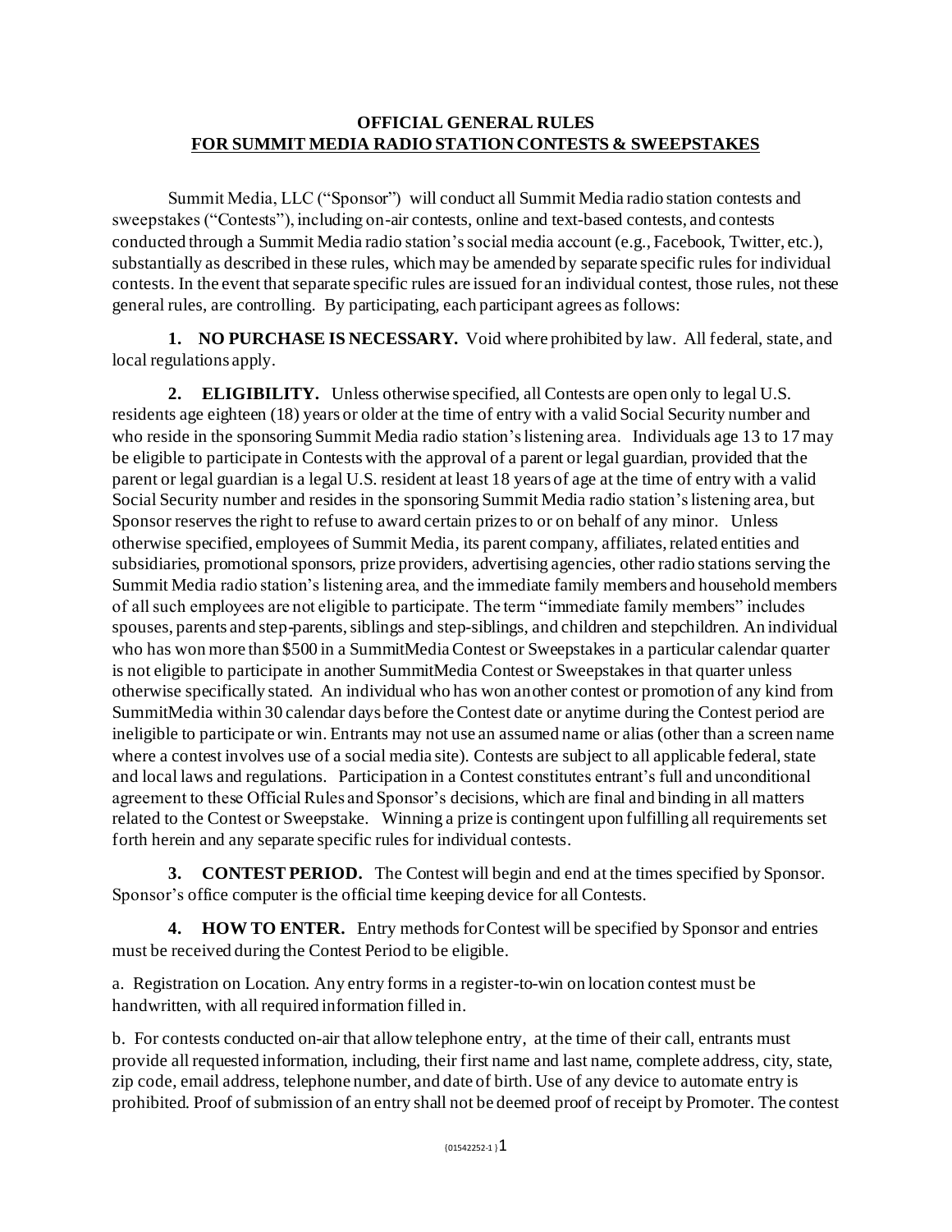# OFFICIAL GENERAL RULES
## FOR SUMMIT MEDIA RADIO STATION CONTESTS & SWEEPSTAKES

Summit Media, LLC ("Sponsor") will conduct all Summit Media radio station contests and sweepstakes ("Contests"), including on-air contests, online and text-based contests, and contests conducted through a Summit Media radio station's social media account (e.g., Facebook, Twitter, etc.), substantially as described in these rules, which may be amended by separate specific rules for individual contests. In the event that separate specific rules are issued for an individual contest, those rules, not these general rules, are controlling. By participating, each participant agrees as follows:

**1. NO PURCHASE IS NECESSARY.** Void where prohibited by law. All federal, state, and local regulations apply.

**2. ELIGIBILITY.** Unless otherwise specified, all Contests are open only to legal U.S. residents age eighteen (18) years or older at the time of entry with a valid Social Security number and who reside in the sponsoring Summit Media radio station's listening area. Individuals age 13 to 17 may be eligible to participate in Contests with the approval of a parent or legal guardian, provided that the parent or legal guardian is a legal U.S. resident at least 18 years of age at the time of entry with a valid Social Security number and resides in the sponsoring Summit Media radio station's listening area, but Sponsor reserves the right to refuse to award certain prizes to or on behalf of any minor. Unless otherwise specified, employees of Summit Media, its parent company, affiliates, related entities and subsidiaries, promotional sponsors, prize providers, advertising agencies, other radio stations serving the Summit Media radio station's listening area, and the immediate family members and household members of all such employees are not eligible to participate. The term "immediate family members" includes spouses, parents and step-parents, siblings and step-siblings, and children and stepchildren. An individual who has won more than $500 in a SummitMedia Contest or Sweepstakes in a particular calendar quarter is not eligible to participate in another SummitMedia Contest or Sweepstakes in that quarter unless otherwise specifically stated. An individual who has won another contest or promotion of any kind from SummitMedia within 30 calendar days before the Contest date or anytime during the Contest period are ineligible to participate or win. Entrants may not use an assumed name or alias (other than a screen name where a contest involves use of a social media site). Contests are subject to all applicable federal, state and local laws and regulations. Participation in a Contest constitutes entrant's full and unconditional agreement to these Official Rules and Sponsor's decisions, which are final and binding in all matters related to the Contest or Sweepstake. Winning a prize is contingent upon fulfilling all requirements set forth herein and any separate specific rules for individual contests.

**3. CONTEST PERIOD.** The Contest will begin and end at the times specified by Sponsor. Sponsor's office computer is the official time keeping device for all Contests.

**4. HOW TO ENTER.** Entry methods for Contest will be specified by Sponsor and entries must be received during the Contest Period to be eligible.

a. Registration on Location. Any entry forms in a register-to-win on location contest must be handwritten, with all required information filled in.

b. For contests conducted on-air that allow telephone entry, at the time of their call, entrants must provide all requested information, including, their first name and last name, complete address, city, state, zip code, email address, telephone number, and date of birth. Use of any device to automate entry is prohibited. Proof of submission of an entry shall not be deemed proof of receipt by Promoter. The contest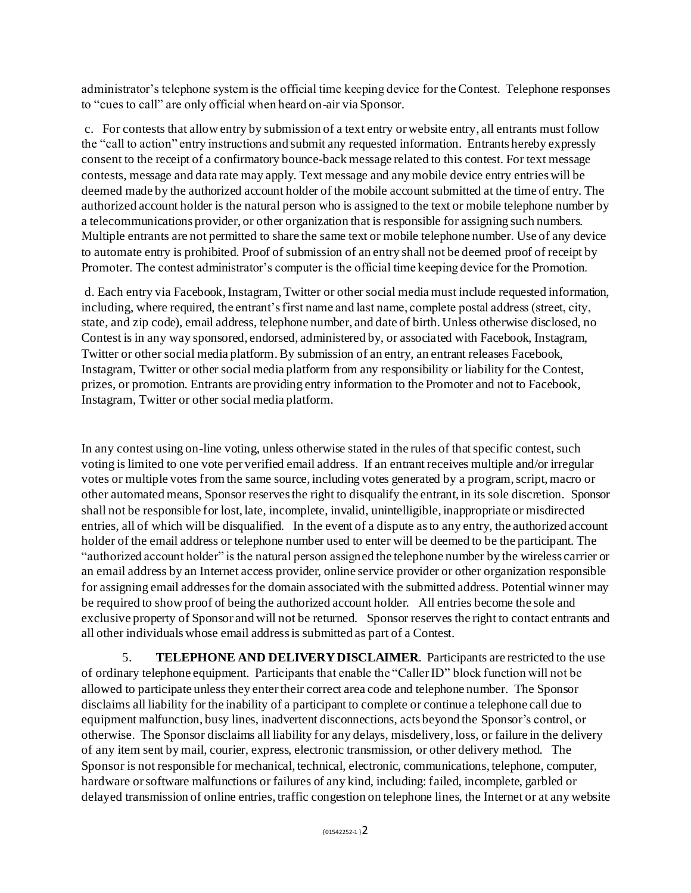administrator's telephone system is the official time keeping device for the Contest. Telephone responses to "cues to call" are only official when heard on-air via Sponsor.

c. For contests that allow entry by submission of a text entry or website entry, all entrants must follow the "call to action" entry instructions and submit any requested information. Entrants hereby expressly consent to the receipt of a confirmatory bounce-back message related to this contest. For text message contests, message and data rate may apply. Text message and any mobile device entry entries will be deemed made by the authorized account holder of the mobile account submitted at the time of entry. The authorized account holder is the natural person who is assigned to the text or mobile telephone number by a telecommunications provider, or other organization that is responsible for assigning such numbers. Multiple entrants are not permitted to share the same text or mobile telephone number. Use of any device to automate entry is prohibited. Proof of submission of an entry shall not be deemed proof of receipt by Promoter. The contest administrator's computer is the official time keeping device for the Promotion.

d. Each entry via Facebook, Instagram, Twitter or other social media must include requested information, including, where required, the entrant's first name and last name, complete postal address (street, city, state, and zip code), email address, telephone number, and date of birth. Unless otherwise disclosed, no Contest is in any way sponsored, endorsed, administered by, or associated with Facebook, Instagram, Twitter or other social media platform. By submission of an entry, an entrant releases Facebook, Instagram, Twitter or other social media platform from any responsibility or liability for the Contest, prizes, or promotion. Entrants are providing entry information to the Promoter and not to Facebook, Instagram, Twitter or other social media platform.

In any contest using on-line voting, unless otherwise stated in the rules of that specific contest, such voting is limited to one vote per verified email address. If an entrant receives multiple and/or irregular votes or multiple votes from the same source, including votes generated by a program, script, macro or other automated means, Sponsor reserves the right to disqualify the entrant, in its sole discretion. Sponsor shall not be responsible for lost, late, incomplete, invalid, unintelligible, inappropriate or misdirected entries, all of which will be disqualified. In the event of a dispute as to any entry, the authorized account holder of the email address or telephone number used to enter will be deemed to be the participant. The "authorized account holder" is the natural person assigned the telephone number by the wireless carrier or an email address by an Internet access provider, online service provider or other organization responsible for assigning email addresses for the domain associated with the submitted address. Potential winner may be required to show proof of being the authorized account holder. All entries become the sole and exclusive property of Sponsor and will not be returned. Sponsor reserves the right to contact entrants and all other individuals whose email address is submitted as part of a Contest.

5. **TELEPHONE AND DELIVERY DISCLAIMER**. Participants are restricted to the use of ordinary telephone equipment. Participants that enable the "Caller ID" block function will not be allowed to participate unless they enter their correct area code and telephone number. The Sponsor disclaims all liability for the inability of a participant to complete or continue a telephone call due to equipment malfunction, busy lines, inadvertent disconnections, acts beyond the Sponsor's control, or otherwise. The Sponsor disclaims all liability for any delays, misdelivery, loss, or failure in the delivery of any item sent by mail, courier, express, electronic transmission, or other delivery method. The Sponsor is not responsible for mechanical, technical, electronic, communications, telephone, computer, hardware or software malfunctions or failures of any kind, including: failed, incomplete, garbled or delayed transmission of online entries, traffic congestion on telephone lines, the Internet or at any website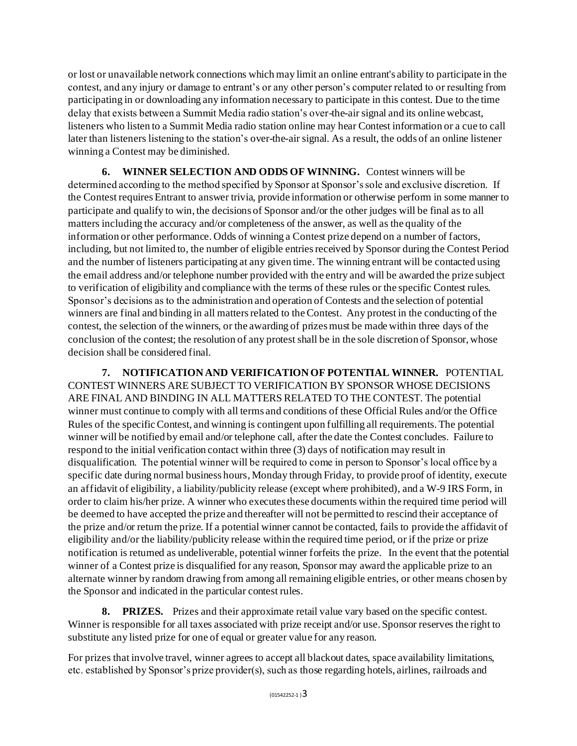or lost or unavailable network connections which may limit an online entrant's ability to participate in the contest, and any injury or damage to entrant's or any other person's computer related to or resulting from participating in or downloading any information necessary to participate in this contest. Due to the time delay that exists between a Summit Media radio station's over-the-air signal and its online webcast, listeners who listen to a Summit Media radio station online may hear Contest information or a cue to call later than listeners listening to the station's over-the-air signal. As a result, the odds of an online listener winning a Contest may be diminished.

**6. WINNER SELECTION AND ODDS OF WINNING.** Contest winners will be determined according to the method specified by Sponsor at Sponsor's sole and exclusive discretion. If the Contest requires Entrant to answer trivia, provide information or otherwise perform in some manner to participate and qualify to win, the decisions of Sponsor and/or the other judges will be final as to all matters including the accuracy and/or completeness of the answer, as well as the quality of the information or other performance. Odds of winning a Contest prize depend on a number of factors, including, but not limited to, the number of eligible entries received by Sponsor during the Contest Period and the number of listeners participating at any given time. The winning entrant will be contacted using the email address and/or telephone number provided with the entry and will be awarded the prize subject to verification of eligibility and compliance with the terms of these rules or the specific Contest rules. Sponsor's decisions as to the administration and operation of Contests and the selection of potential winners are final and binding in all matters related to the Contest. Any protest in the conducting of the contest, the selection of the winners, or the awarding of prizes must be made within three days of the conclusion of the contest; the resolution of any protest shall be in the sole discretion of Sponsor, whose decision shall be considered final.

**7. NOTIFICATION AND VERIFICATION OF POTENTIAL WINNER.** POTENTIAL CONTEST WINNERS ARE SUBJECT TO VERIFICATION BY SPONSOR WHOSE DECISIONS ARE FINAL AND BINDING IN ALL MATTERS RELATED TO THE CONTEST. The potential winner must continue to comply with all terms and conditions of these Official Rules and/or the Office Rules of the specific Contest, and winning is contingent upon fulfilling all requirements. The potential winner will be notified by email and/or telephone call, after the date the Contest concludes. Failure to respond to the initial verification contact within three (3) days of notification may result in disqualification. The potential winner will be required to come in person to Sponsor's local office by a specific date during normal business hours, Monday through Friday, to provide proof of identity, execute an affidavit of eligibility, a liability/publicity release (except where prohibited), and a W-9 IRS Form, in order to claim his/her prize. A winner who executes these documents within the required time period will be deemed to have accepted the prize and thereafter will not be permitted to rescind their acceptance of the prize and/or return the prize. If a potential winner cannot be contacted, fails to provide the affidavit of eligibility and/or the liability/publicity release within the required time period, or if the prize or prize notification is returned as undeliverable, potential winner forfeits the prize. In the event that the potential winner of a Contest prize is disqualified for any reason, Sponsor may award the applicable prize to an alternate winner by random drawing from among all remaining eligible entries, or other means chosen by the Sponsor and indicated in the particular contest rules.

**8. PRIZES.** Prizes and their approximate retail value vary based on the specific contest. Winner is responsible for all taxes associated with prize receipt and/or use. Sponsor reserves the right to substitute any listed prize for one of equal or greater value for any reason.

For prizes that involve travel, winner agrees to accept all blackout dates, space availability limitations, etc. established by Sponsor's prize provider(s), such as those regarding hotels, airlines, railroads and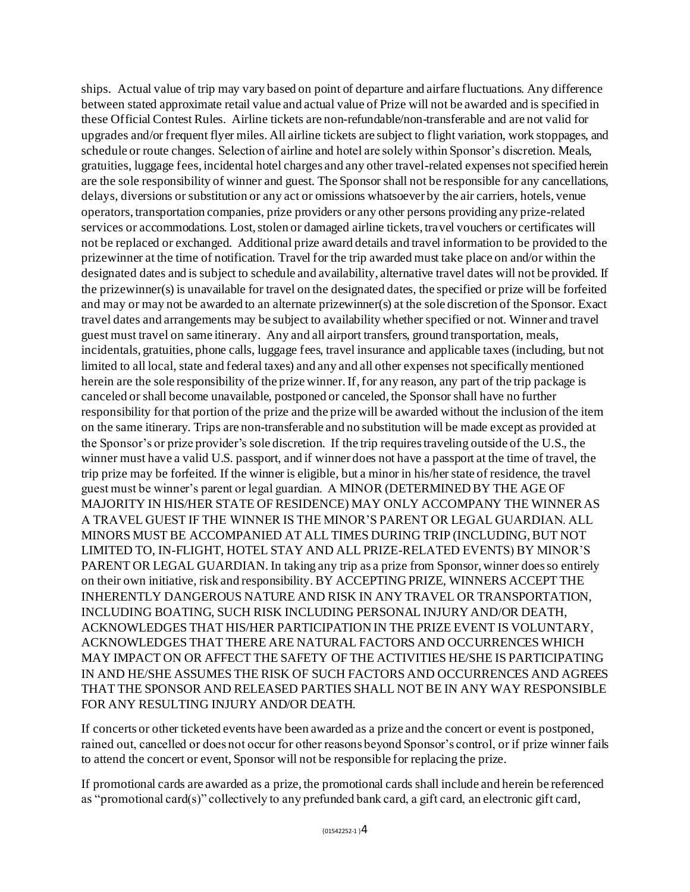ships. Actual value of trip may vary based on point of departure and airfare fluctuations. Any difference between stated approximate retail value and actual value of Prize will not be awarded and is specified in these Official Contest Rules. Airline tickets are non-refundable/non-transferable and are not valid for upgrades and/or frequent flyer miles. All airline tickets are subject to flight variation, work stoppages, and schedule or route changes. Selection of airline and hotel are solely within Sponsor's discretion. Meals, gratuities, luggage fees, incidental hotel charges and any other travel-related expenses not specified herein are the sole responsibility of winner and guest. The Sponsor shall not be responsible for any cancellations, delays, diversions or substitution or any act or omissions whatsoever by the air carriers, hotels, venue operators, transportation companies, prize providers or any other persons providing any prize-related services or accommodations. Lost, stolen or damaged airline tickets, travel vouchers or certificates will not be replaced or exchanged. Additional prize award details and travel information to be provided to the prizewinner at the time of notification. Travel for the trip awarded must take place on and/or within the designated dates and is subject to schedule and availability, alternative travel dates will not be provided. If the prizewinner(s) is unavailable for travel on the designated dates, the specified or prize will be forfeited and may or may not be awarded to an alternate prizewinner(s) at the sole discretion of the Sponsor. Exact travel dates and arrangements may be subject to availability whether specified or not. Winner and travel guest must travel on same itinerary. Any and all airport transfers, ground transportation, meals, incidentals, gratuities, phone calls, luggage fees, travel insurance and applicable taxes (including, but not limited to all local, state and federal taxes) and any and all other expenses not specifically mentioned herein are the sole responsibility of the prize winner. If, for any reason, any part of the trip package is canceled or shall become unavailable, postponed or canceled, the Sponsor shall have no further responsibility for that portion of the prize and the prize will be awarded without the inclusion of the item on the same itinerary. Trips are non-transferable and no substitution will be made except as provided at the Sponsor's or prize provider's sole discretion. If the trip requires traveling outside of the U.S., the winner must have a valid U.S. passport, and if winner does not have a passport at the time of travel, the trip prize may be forfeited. If the winner is eligible, but a minor in his/her state of residence, the travel guest must be winner's parent or legal guardian. A MINOR (DETERMINED BY THE AGE OF MAJORITY IN HIS/HER STATE OF RESIDENCE) MAY ONLY ACCOMPANY THE WINNER AS A TRAVEL GUEST IF THE WINNER IS THE MINOR'S PARENT OR LEGAL GUARDIAN. ALL MINORS MUST BE ACCOMPANIED AT ALL TIMES DURING TRIP (INCLUDING, BUT NOT LIMITED TO, IN-FLIGHT, HOTEL STAY AND ALL PRIZE-RELATED EVENTS) BY MINOR'S PARENT OR LEGAL GUARDIAN. In taking any trip as a prize from Sponsor, winner does so entirely on their own initiative, risk and responsibility. BY ACCEPTING PRIZE, WINNERS ACCEPT THE INHERENTLY DANGEROUS NATURE AND RISK IN ANY TRAVEL OR TRANSPORTATION, INCLUDING BOATING, SUCH RISK INCLUDING PERSONAL INJURY AND/OR DEATH, ACKNOWLEDGES THAT HIS/HER PARTICIPATION IN THE PRIZE EVENT IS VOLUNTARY, ACKNOWLEDGES THAT THERE ARE NATURAL FACTORS AND OCCURRENCES WHICH MAY IMPACT ON OR AFFECT THE SAFETY OF THE ACTIVITIES HE/SHE IS PARTICIPATING IN AND HE/SHE ASSUMES THE RISK OF SUCH FACTORS AND OCCURRENCES AND AGREES THAT THE SPONSOR AND RELEASED PARTIES SHALL NOT BE IN ANY WAY RESPONSIBLE FOR ANY RESULTING INJURY AND/OR DEATH.

If concerts or other ticketed events have been awarded as a prize and the concert or event is postponed, rained out, cancelled or does not occur for other reasons beyond Sponsor's control, or if prize winner fails to attend the concert or event, Sponsor will not be responsible for replacing the prize.

If promotional cards are awarded as a prize, the promotional cards shall include and herein be referenced as "promotional card(s)" collectively to any prefunded bank card, a gift card, an electronic gift card,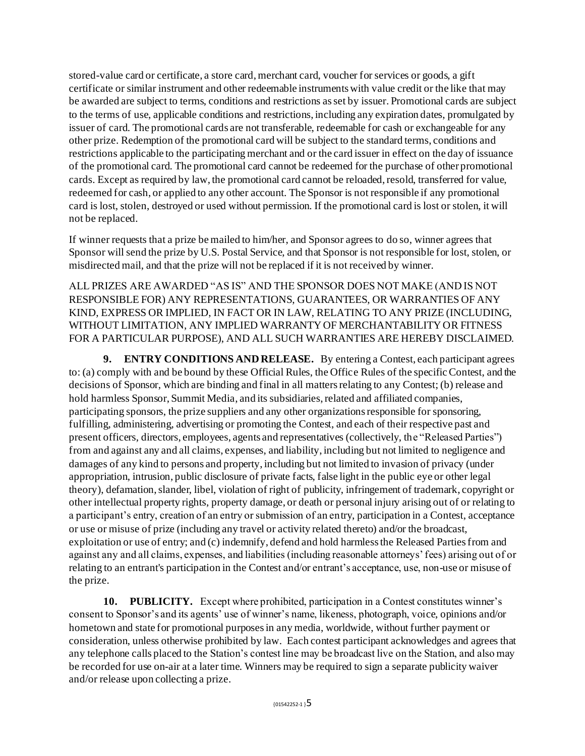stored-value card or certificate, a store card, merchant card, voucher for services or goods, a gift certificate or similar instrument and other redeemable instruments with value credit or the like that may be awarded are subject to terms, conditions and restrictions as set by issuer. Promotional cards are subject to the terms of use, applicable conditions and restrictions, including any expiration dates, promulgated by issuer of card. The promotional cards are not transferable, redeemable for cash or exchangeable for any other prize. Redemption of the promotional card will be subject to the standard terms, conditions and restrictions applicable to the participating merchant and or the card issuer in effect on the day of issuance of the promotional card. The promotional card cannot be redeemed for the purchase of other promotional cards. Except as required by law, the promotional card cannot be reloaded, resold, transferred for value, redeemed for cash, or applied to any other account. The Sponsor is not responsible if any promotional card is lost, stolen, destroyed or used without permission. If the promotional card is lost or stolen, it will not be replaced.

If winner requests that a prize be mailed to him/her, and Sponsor agrees to do so, winner agrees that Sponsor will send the prize by U.S. Postal Service, and that Sponsor is not responsible for lost, stolen, or misdirected mail, and that the prize will not be replaced if it is not received by winner.

ALL PRIZES ARE AWARDED "AS IS" AND THE SPONSOR DOES NOT MAKE (AND IS NOT RESPONSIBLE FOR) ANY REPRESENTATIONS, GUARANTEES, OR WARRANTIES OF ANY KIND, EXPRESS OR IMPLIED, IN FACT OR IN LAW, RELATING TO ANY PRIZE (INCLUDING, WITHOUT LIMITATION, ANY IMPLIED WARRANTY OF MERCHANTABILITY OR FITNESS FOR A PARTICULAR PURPOSE), AND ALL SUCH WARRANTIES ARE HEREBY DISCLAIMED.

**9. ENTRY CONDITIONS AND RELEASE.** By entering a Contest, each participant agrees to: (a) comply with and be bound by these Official Rules, the Office Rules of the specific Contest, and the decisions of Sponsor, which are binding and final in all matters relating to any Contest; (b) release and hold harmless Sponsor, Summit Media, and its subsidiaries, related and affiliated companies, participating sponsors, the prize suppliers and any other organizations responsible for sponsoring, fulfilling, administering, advertising or promoting the Contest, and each of their respective past and present officers, directors, employees, agents and representatives (collectively, the "Released Parties") from and against any and all claims, expenses, and liability, including but not limited to negligence and damages of any kind to persons and property, including but not limited to invasion of privacy (under appropriation, intrusion, public disclosure of private facts, false light in the public eye or other legal theory), defamation, slander, libel, violation of right of publicity, infringement of trademark, copyright or other intellectual property rights, property damage, or death or personal injury arising out of or relating to a participant's entry, creation of an entry or submission of an entry, participation in a Contest, acceptance or use or misuse of prize (including any travel or activity related thereto) and/or the broadcast, exploitation or use of entry; and (c) indemnify, defend and hold harmless the Released Parties from and against any and all claims, expenses, and liabilities (including reasonable attorneys' fees) arising out of or relating to an entrant's participation in the Contest and/or entrant's acceptance, use, non-use or misuse of the prize.

**10. PUBLICITY.** Except where prohibited, participation in a Contest constitutes winner's consent to Sponsor's and its agents' use of winner's name, likeness, photograph, voice, opinions and/or hometown and state for promotional purposes in any media, worldwide, without further payment or consideration, unless otherwise prohibited by law. Each contest participant acknowledges and agrees that any telephone calls placed to the Station's contest line may be broadcast live on the Station, and also may be recorded for use on-air at a later time. Winners may be required to sign a separate publicity waiver and/or release upon collecting a prize.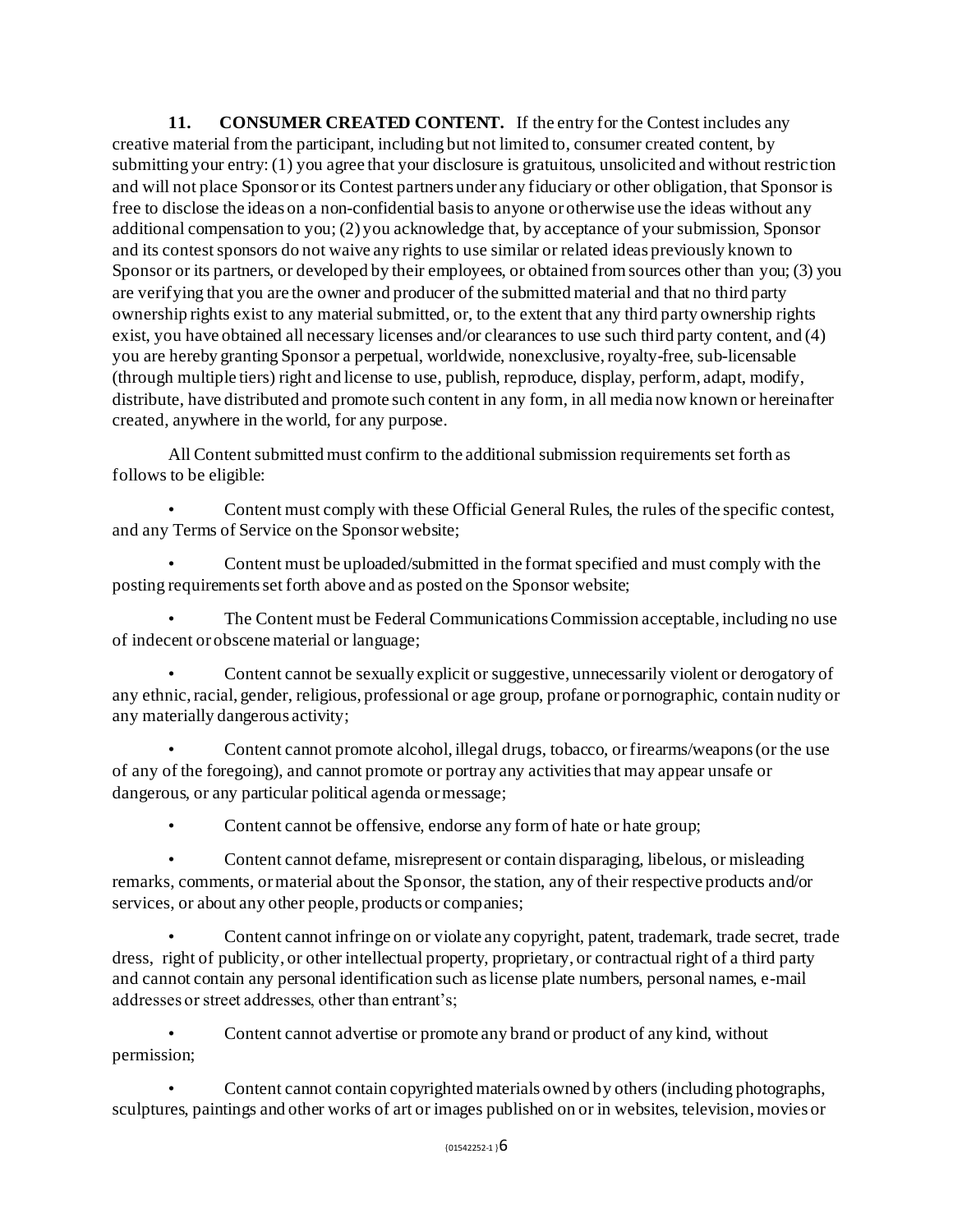**11. CONSUMER CREATED CONTENT.** If the entry for the Contest includes any creative material from the participant, including but not limited to, consumer created content, by submitting your entry: (1) you agree that your disclosure is gratuitous, unsolicited and without restriction and will not place Sponsor or its Contest partners under any fiduciary or other obligation, that Sponsor is free to disclose the ideas on a non-confidential basis to anyone or otherwise use the ideas without any additional compensation to you; (2) you acknowledge that, by acceptance of your submission, Sponsor and its contest sponsors do not waive any rights to use similar or related ideas previously known to Sponsor or its partners, or developed by their employees, or obtained from sources other than you; (3) you are verifying that you are the owner and producer of the submitted material and that no third party ownership rights exist to any material submitted, or, to the extent that any third party ownership rights exist, you have obtained all necessary licenses and/or clearances to use such third party content, and (4) you are hereby granting Sponsor a perpetual, worldwide, nonexclusive, royalty-free, sub-licensable (through multiple tiers) right and license to use, publish, reproduce, display, perform, adapt, modify, distribute, have distributed and promote such content in any form, in all media now known or hereinafter created, anywhere in the world, for any purpose.

All Content submitted must confirm to the additional submission requirements set forth as follows to be eligible:

- Content must comply with these Official General Rules, the rules of the specific contest, and any Terms of Service on the Sponsor website;
- Content must be uploaded/submitted in the format specified and must comply with the posting requirements set forth above and as posted on the Sponsor website;
- The Content must be Federal Communications Commission acceptable, including no use of indecent or obscene material or language;
- Content cannot be sexually explicit or suggestive, unnecessarily violent or derogatory of any ethnic, racial, gender, religious, professional or age group, profane or pornographic, contain nudity or any materially dangerous activity;
- Content cannot promote alcohol, illegal drugs, tobacco, or firearms/weapons (or the use of any of the foregoing), and cannot promote or portray any activities that may appear unsafe or dangerous, or any particular political agenda or message;
- Content cannot be offensive, endorse any form of hate or hate group;
- Content cannot defame, misrepresent or contain disparaging, libelous, or misleading remarks, comments, or material about the Sponsor, the station, any of their respective products and/or services, or about any other people, products or companies;
- Content cannot infringe on or violate any copyright, patent, trademark, trade secret, trade dress, right of publicity, or other intellectual property, proprietary, or contractual right of a third party and cannot contain any personal identification such as license plate numbers, personal names, e-mail addresses or street addresses, other than entrant's;
- Content cannot advertise or promote any brand or product of any kind, without permission;
- Content cannot contain copyrighted materials owned by others (including photographs, sculptures, paintings and other works of art or images published on or in websites, television, movies or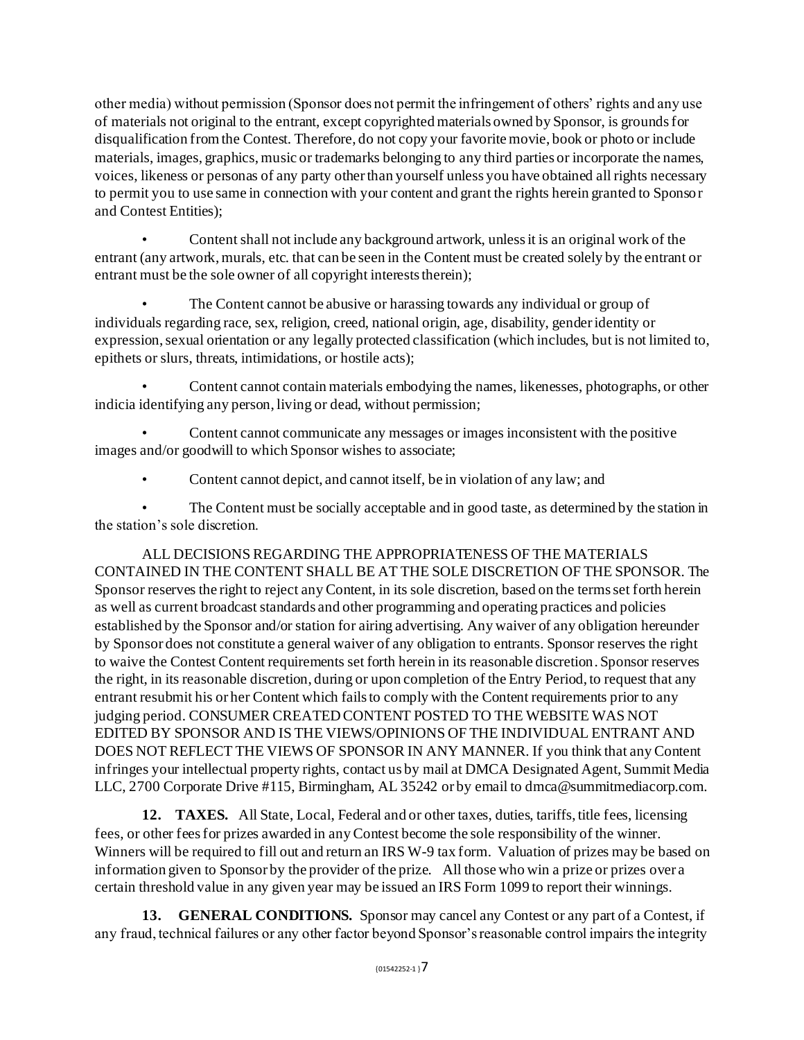other media) without permission (Sponsor does not permit the infringement of others' rights and any use of materials not original to the entrant, except copyrighted materials owned by Sponsor, is grounds for disqualification from the Contest. Therefore, do not copy your favorite movie, book or photo or include materials, images, graphics, music or trademarks belonging to any third parties or incorporate the names, voices, likeness or personas of any party other than yourself unless you have obtained all rights necessary to permit you to use same in connection with your content and grant the rights herein granted to Sponsor and Contest Entities);

- Content shall not include any background artwork, unless it is an original work of the entrant (any artwork, murals, etc. that can be seen in the Content must be created solely by the entrant or entrant must be the sole owner of all copyright interests therein);
- The Content cannot be abusive or harassing towards any individual or group of individuals regarding race, sex, religion, creed, national origin, age, disability, gender identity or expression, sexual orientation or any legally protected classification (which includes, but is not limited to, epithets or slurs, threats, intimidations, or hostile acts);
- Content cannot contain materials embodying the names, likenesses, photographs, or other indicia identifying any person, living or dead, without permission;
- Content cannot communicate any messages or images inconsistent with the positive images and/or goodwill to which Sponsor wishes to associate;
- Content cannot depict, and cannot itself, be in violation of any law; and
- The Content must be socially acceptable and in good taste, as determined by the station in the station's sole discretion.

ALL DECISIONS REGARDING THE APPROPRIATENESS OF THE MATERIALS CONTAINED IN THE CONTENT SHALL BE AT THE SOLE DISCRETION OF THE SPONSOR. The Sponsor reserves the right to reject any Content, in its sole discretion, based on the terms set forth herein as well as current broadcast standards and other programming and operating practices and policies established by the Sponsor and/or station for airing advertising. Any waiver of any obligation hereunder by Sponsor does not constitute a general waiver of any obligation to entrants. Sponsor reserves the right to waive the Contest Content requirements set forth herein in its reasonable discretion. Sponsor reserves the right, in its reasonable discretion, during or upon completion of the Entry Period, to request that any entrant resubmit his or her Content which fails to comply with the Content requirements prior to any judging period. CONSUMER CREATED CONTENT POSTED TO THE WEBSITE WAS NOT EDITED BY SPONSOR AND IS THE VIEWS/OPINIONS OF THE INDIVIDUAL ENTRANT AND DOES NOT REFLECT THE VIEWS OF SPONSOR IN ANY MANNER. If you think that any Content infringes your intellectual property rights, contact us by mail at DMCA Designated Agent, Summit Media LLC, 2700 Corporate Drive #115, Birmingham, AL 35242 or by email to dmca@summitmediacorp.com.

**12. TAXES.** All State, Local, Federal and or other taxes, duties, tariffs, title fees, licensing fees, or other fees for prizes awarded in any Contest become the sole responsibility of the winner. Winners will be required to fill out and return an IRS W-9 tax form. Valuation of prizes may be based on information given to Sponsor by the provider of the prize. All those who win a prize or prizes over a certain threshold value in any given year may be issued an IRS Form 1099 to report their winnings.

**13. GENERAL CONDITIONS.** Sponsor may cancel any Contest or any part of a Contest, if any fraud, technical failures or any other factor beyond Sponsor's reasonable control impairs the integrity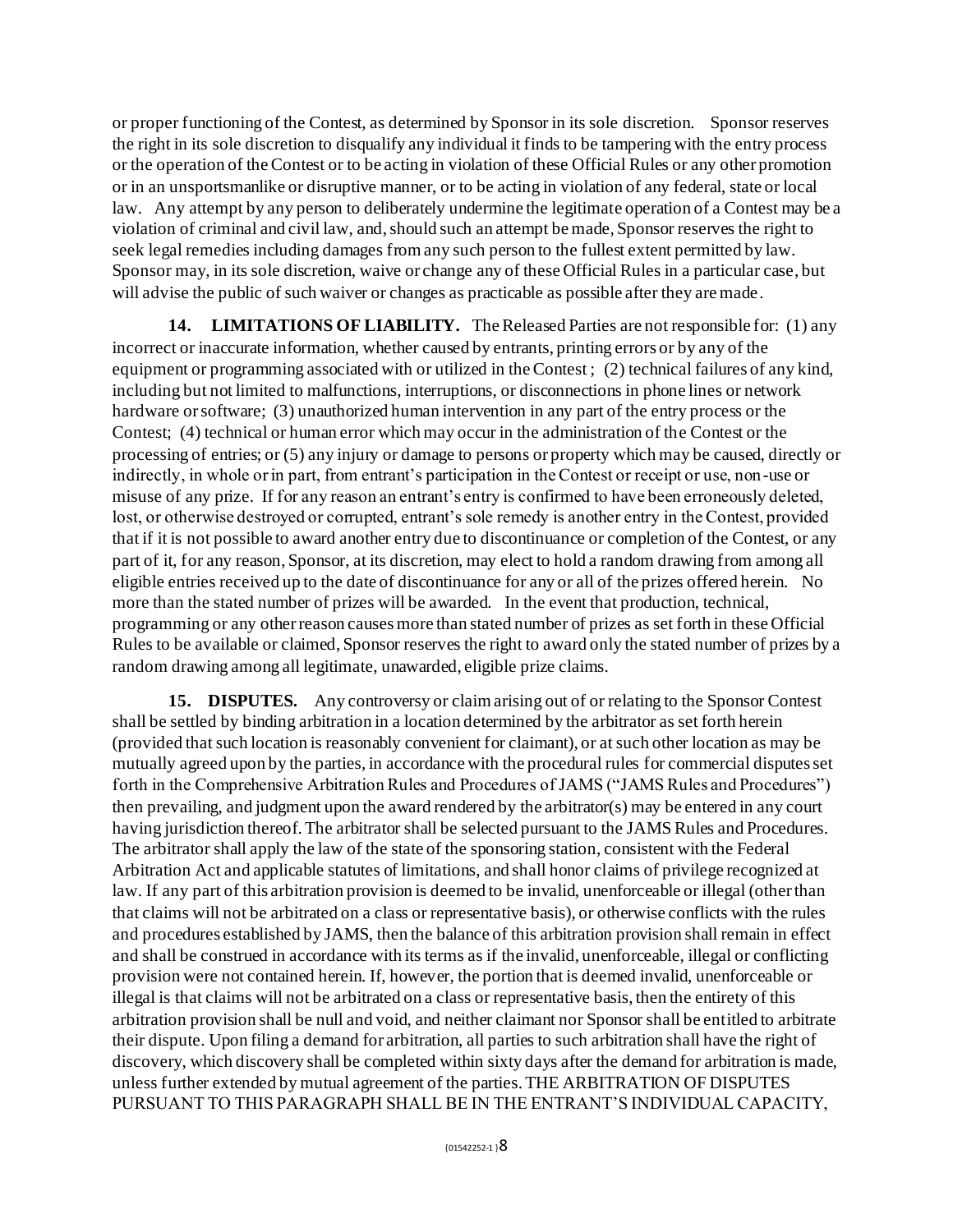or proper functioning of the Contest, as determined by Sponsor in its sole discretion. Sponsor reserves the right in its sole discretion to disqualify any individual it finds to be tampering with the entry process or the operation of the Contest or to be acting in violation of these Official Rules or any other promotion or in an unsportsmanlike or disruptive manner, or to be acting in violation of any federal, state or local law. Any attempt by any person to deliberately undermine the legitimate operation of a Contest may be a violation of criminal and civil law, and, should such an attempt be made, Sponsor reserves the right to seek legal remedies including damages from any such person to the fullest extent permitted by law. Sponsor may, in its sole discretion, waive or change any of these Official Rules in a particular case, but will advise the public of such waiver or changes as practicable as possible after they are made.

**14. LIMITATIONS OF LIABILITY.** The Released Parties are not responsible for: (1) any incorrect or inaccurate information, whether caused by entrants, printing errors or by any of the equipment or programming associated with or utilized in the Contest ; (2) technical failures of any kind, including but not limited to malfunctions, interruptions, or disconnections in phone lines or network hardware or software; (3) unauthorized human intervention in any part of the entry process or the Contest; (4) technical or human error which may occur in the administration of the Contest or the processing of entries; or (5) any injury or damage to persons or property which may be caused, directly or indirectly, in whole or in part, from entrant's participation in the Contest or receipt or use, non-use or misuse of any prize. If for any reason an entrant's entry is confirmed to have been erroneously deleted, lost, or otherwise destroyed or corrupted, entrant's sole remedy is another entry in the Contest, provided that if it is not possible to award another entry due to discontinuance or completion of the Contest, or any part of it, for any reason, Sponsor, at its discretion, may elect to hold a random drawing from among all eligible entries received up to the date of discontinuance for any or all of the prizes offered herein. No more than the stated number of prizes will be awarded. In the event that production, technical, programming or any other reason causes more than stated number of prizes as set forth in these Official Rules to be available or claimed, Sponsor reserves the right to award only the stated number of prizes by a random drawing among all legitimate, unawarded, eligible prize claims.

**15. DISPUTES.** Any controversy or claim arising out of or relating to the Sponsor Contest shall be settled by binding arbitration in a location determined by the arbitrator as set forth herein (provided that such location is reasonably convenient for claimant), or at such other location as may be mutually agreed upon by the parties, in accordance with the procedural rules for commercial disputes set forth in the Comprehensive Arbitration Rules and Procedures of JAMS ("JAMS Rules and Procedures") then prevailing, and judgment upon the award rendered by the arbitrator(s) may be entered in any court having jurisdiction thereof. The arbitrator shall be selected pursuant to the JAMS Rules and Procedures. The arbitrator shall apply the law of the state of the sponsoring station, consistent with the Federal Arbitration Act and applicable statutes of limitations, and shall honor claims of privilege recognized at law. If any part of this arbitration provision is deemed to be invalid, unenforceable or illegal (other than that claims will not be arbitrated on a class or representative basis), or otherwise conflicts with the rules and procedures established by JAMS, then the balance of this arbitration provision shall remain in effect and shall be construed in accordance with its terms as if the invalid, unenforceable, illegal or conflicting provision were not contained herein. If, however, the portion that is deemed invalid, unenforceable or illegal is that claims will not be arbitrated on a class or representative basis, then the entirety of this arbitration provision shall be null and void, and neither claimant nor Sponsor shall be entitled to arbitrate their dispute. Upon filing a demand for arbitration, all parties to such arbitration shall have the right of discovery, which discovery shall be completed within sixty days after the demand for arbitration is made, unless further extended by mutual agreement of the parties. THE ARBITRATION OF DISPUTES PURSUANT TO THIS PARAGRAPH SHALL BE IN THE ENTRANT'S INDIVIDUAL CAPACITY,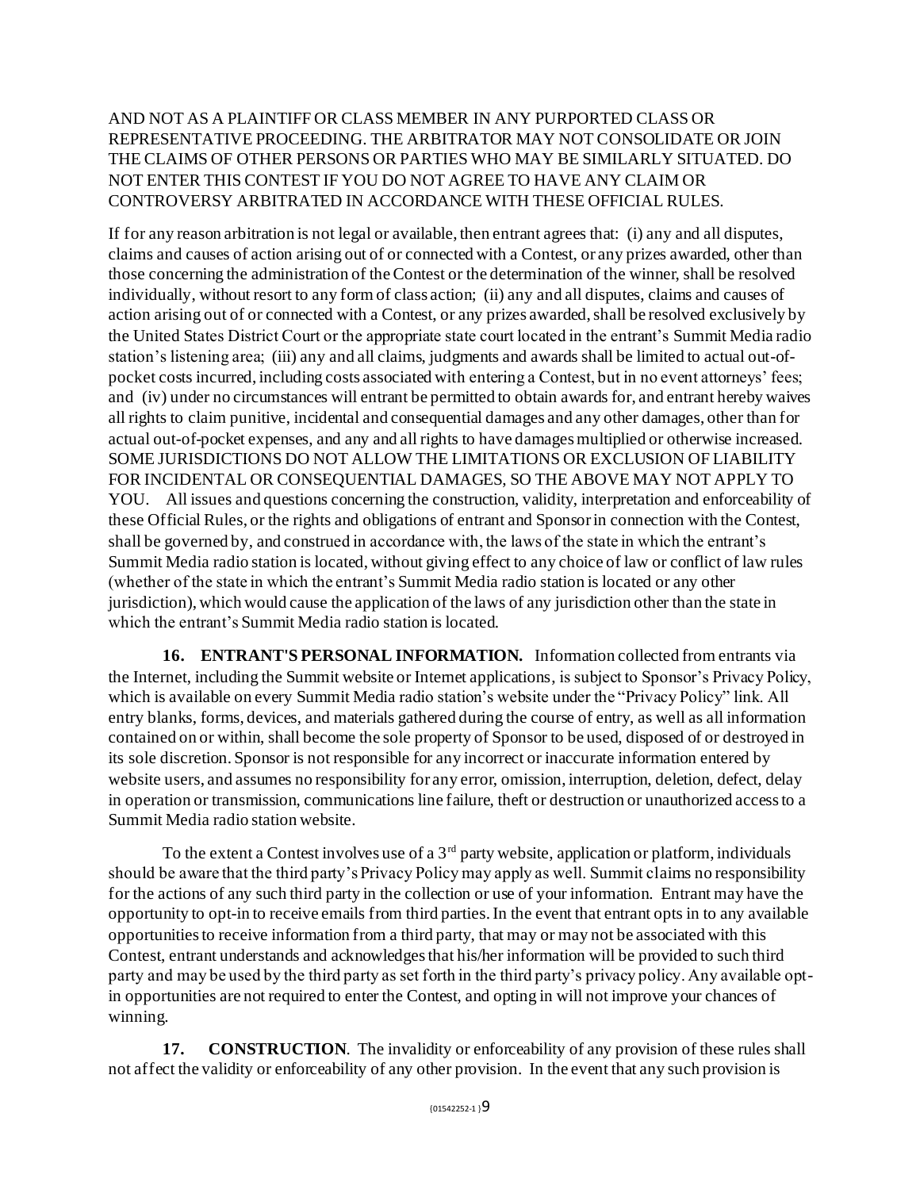AND NOT AS A PLAINTIFF OR CLASS MEMBER IN ANY PURPORTED CLASS OR REPRESENTATIVE PROCEEDING. THE ARBITRATOR MAY NOT CONSOLIDATE OR JOIN THE CLAIMS OF OTHER PERSONS OR PARTIES WHO MAY BE SIMILARLY SITUATED. DO NOT ENTER THIS CONTEST IF YOU DO NOT AGREE TO HAVE ANY CLAIM OR CONTROVERSY ARBITRATED IN ACCORDANCE WITH THESE OFFICIAL RULES.

If for any reason arbitration is not legal or available, then entrant agrees that: (i) any and all disputes, claims and causes of action arising out of or connected with a Contest, or any prizes awarded, other than those concerning the administration of the Contest or the determination of the winner, shall be resolved individually, without resort to any form of class action; (ii) any and all disputes, claims and causes of action arising out of or connected with a Contest, or any prizes awarded, shall be resolved exclusively by the United States District Court or the appropriate state court located in the entrant's Summit Media radio station's listening area; (iii) any and all claims, judgments and awards shall be limited to actual out-of-pocket costs incurred, including costs associated with entering a Contest, but in no event attorneys' fees; and (iv) under no circumstances will entrant be permitted to obtain awards for, and entrant hereby waives all rights to claim punitive, incidental and consequential damages and any other damages, other than for actual out-of-pocket expenses, and any and all rights to have damages multiplied or otherwise increased. SOME JURISDICTIONS DO NOT ALLOW THE LIMITATIONS OR EXCLUSION OF LIABILITY FOR INCIDENTAL OR CONSEQUENTIAL DAMAGES, SO THE ABOVE MAY NOT APPLY TO YOU. All issues and questions concerning the construction, validity, interpretation and enforceability of these Official Rules, or the rights and obligations of entrant and Sponsor in connection with the Contest, shall be governed by, and construed in accordance with, the laws of the state in which the entrant's Summit Media radio station is located, without giving effect to any choice of law or conflict of law rules (whether of the state in which the entrant's Summit Media radio station is located or any other jurisdiction), which would cause the application of the laws of any jurisdiction other than the state in which the entrant's Summit Media radio station is located.

**16. ENTRANT'S PERSONAL INFORMATION.** Information collected from entrants via the Internet, including the Summit website or Internet applications, is subject to Sponsor's Privacy Policy, which is available on every Summit Media radio station's website under the "Privacy Policy" link. All entry blanks, forms, devices, and materials gathered during the course of entry, as well as all information contained on or within, shall become the sole property of Sponsor to be used, disposed of or destroyed in its sole discretion. Sponsor is not responsible for any incorrect or inaccurate information entered by website users, and assumes no responsibility for any error, omission, interruption, deletion, defect, delay in operation or transmission, communications line failure, theft or destruction or unauthorized access to a Summit Media radio station website.

To the extent a Contest involves use of a 3rd party website, application or platform, individuals should be aware that the third party's Privacy Policy may apply as well. Summit claims no responsibility for the actions of any such third party in the collection or use of your information. Entrant may have the opportunity to opt-in to receive emails from third parties. In the event that entrant opts in to any available opportunities to receive information from a third party, that may or may not be associated with this Contest, entrant understands and acknowledges that his/her information will be provided to such third party and may be used by the third party as set forth in the third party's privacy policy. Any available opt-in opportunities are not required to enter the Contest, and opting in will not improve your chances of winning.

**17. CONSTRUCTION**. The invalidity or enforceability of any provision of these rules shall not affect the validity or enforceability of any other provision. In the event that any such provision is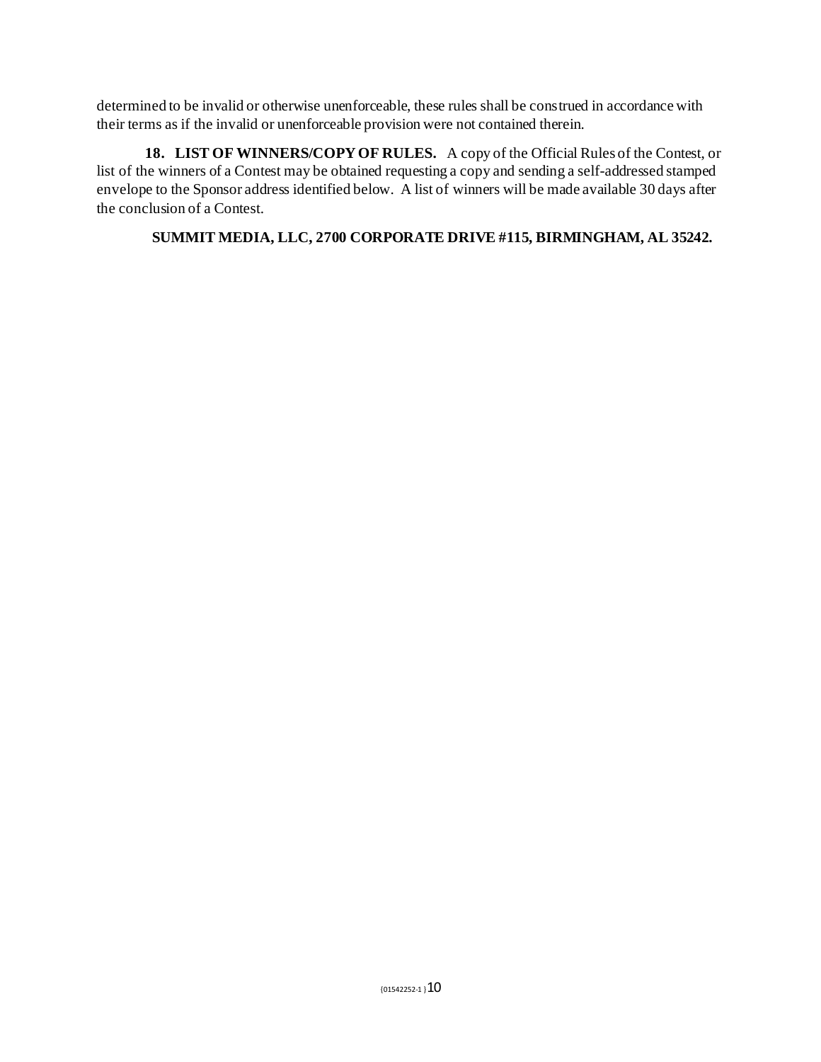determined to be invalid or otherwise unenforceable, these rules shall be construed in accordance with their terms as if the invalid or unenforceable provision were not contained therein.

**18. LIST OF WINNERS/COPY OF RULES.** A copy of the Official Rules of the Contest, or list of the winners of a Contest may be obtained requesting a copy and sending a self-addressed stamped envelope to the Sponsor address identified below. A list of winners will be made available 30 days after the conclusion of a Contest.

**SUMMIT MEDIA, LLC, 2700 CORPORATE DRIVE #115, BIRMINGHAM, AL 35242.**